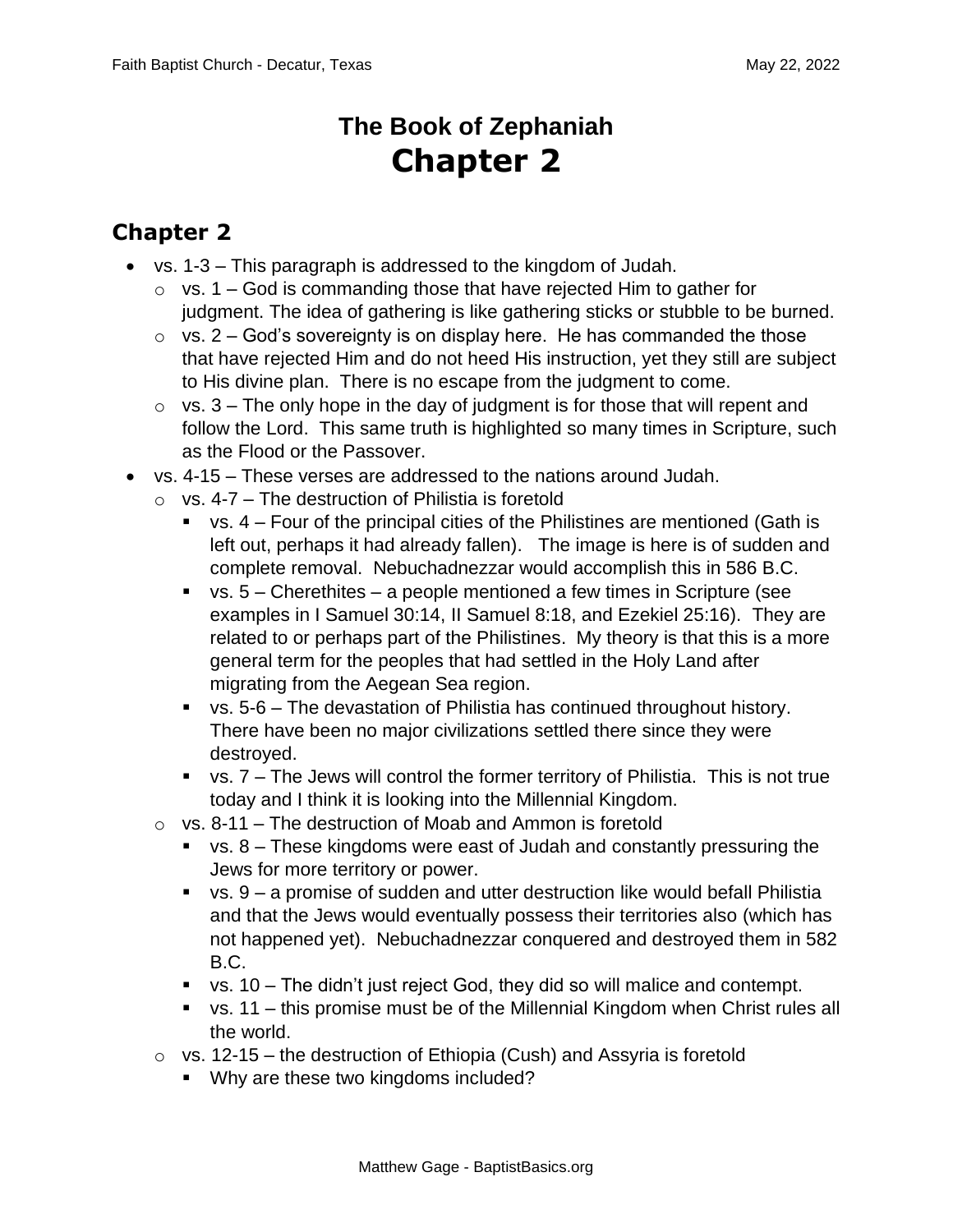# The Book of Zephaniah
# Chapter 2

## Chapter 2

- vs. 1-3 – This paragraph is addressed to the kingdom of Judah.
  - vs. 1 – God is commanding those that have rejected Him to gather for judgment. The idea of gathering is like gathering sticks or stubble to be burned.
  - vs. 2 – God's sovereignty is on display here. He has commanded the those that have rejected Him and do not heed His instruction, yet they still are subject to His divine plan. There is no escape from the judgment to come.
  - vs. 3 – The only hope in the day of judgment is for those that will repent and follow the Lord. This same truth is highlighted so many times in Scripture, such as the Flood or the Passover.
- vs. 4-15 – These verses are addressed to the nations around Judah.
  - vs. 4-7 – The destruction of Philistia is foretold
    - vs. 4 – Four of the principal cities of the Philistines are mentioned (Gath is left out, perhaps it had already fallen). The image is here is of sudden and complete removal. Nebuchadnezzar would accomplish this in 586 B.C.
    - vs. 5 – Cherethites – a people mentioned a few times in Scripture (see examples in I Samuel 30:14, II Samuel 8:18, and Ezekiel 25:16). They are related to or perhaps part of the Philistines. My theory is that this is a more general term for the peoples that had settled in the Holy Land after migrating from the Aegean Sea region.
    - vs. 5-6 – The devastation of Philistia has continued throughout history. There have been no major civilizations settled there since they were destroyed.
    - vs. 7 – The Jews will control the former territory of Philistia. This is not true today and I think it is looking into the Millennial Kingdom.
  - vs. 8-11 – The destruction of Moab and Ammon is foretold
    - vs. 8 – These kingdoms were east of Judah and constantly pressuring the Jews for more territory or power.
    - vs. 9 – a promise of sudden and utter destruction like would befall Philistia and that the Jews would eventually possess their territories also (which has not happened yet). Nebuchadnezzar conquered and destroyed them in 582 B.C.
    - vs. 10 – The didn't just reject God, they did so will malice and contempt.
    - vs. 11 – this promise must be of the Millennial Kingdom when Christ rules all the world.
  - vs. 12-15 – the destruction of Ethiopia (Cush) and Assyria is foretold
    - Why are these two kingdoms included?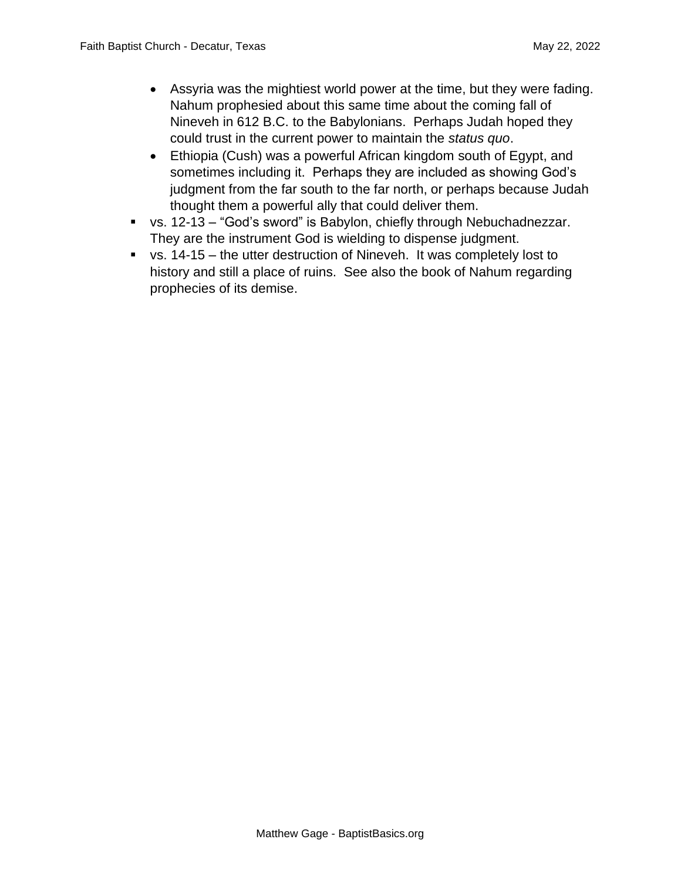- Assyria was the mightiest world power at the time, but they were fading. Nahum prophesied about this same time about the coming fall of Nineveh in 612 B.C. to the Babylonians. Perhaps Judah hoped they could trust in the current power to maintain the *status quo*.
  - Ethiopia (Cush) was a powerful African kingdom south of Egypt, and sometimes including it. Perhaps they are included as showing God's judgment from the far south to the far north, or perhaps because Judah thought them a powerful ally that could deliver them.
- vs. 12-13 – "God's sword" is Babylon, chiefly through Nebuchadnezzar. They are the instrument God is wielding to dispense judgment.
- vs. 14-15 – the utter destruction of Nineveh. It was completely lost to history and still a place of ruins. See also the book of Nahum regarding prophecies of its demise.